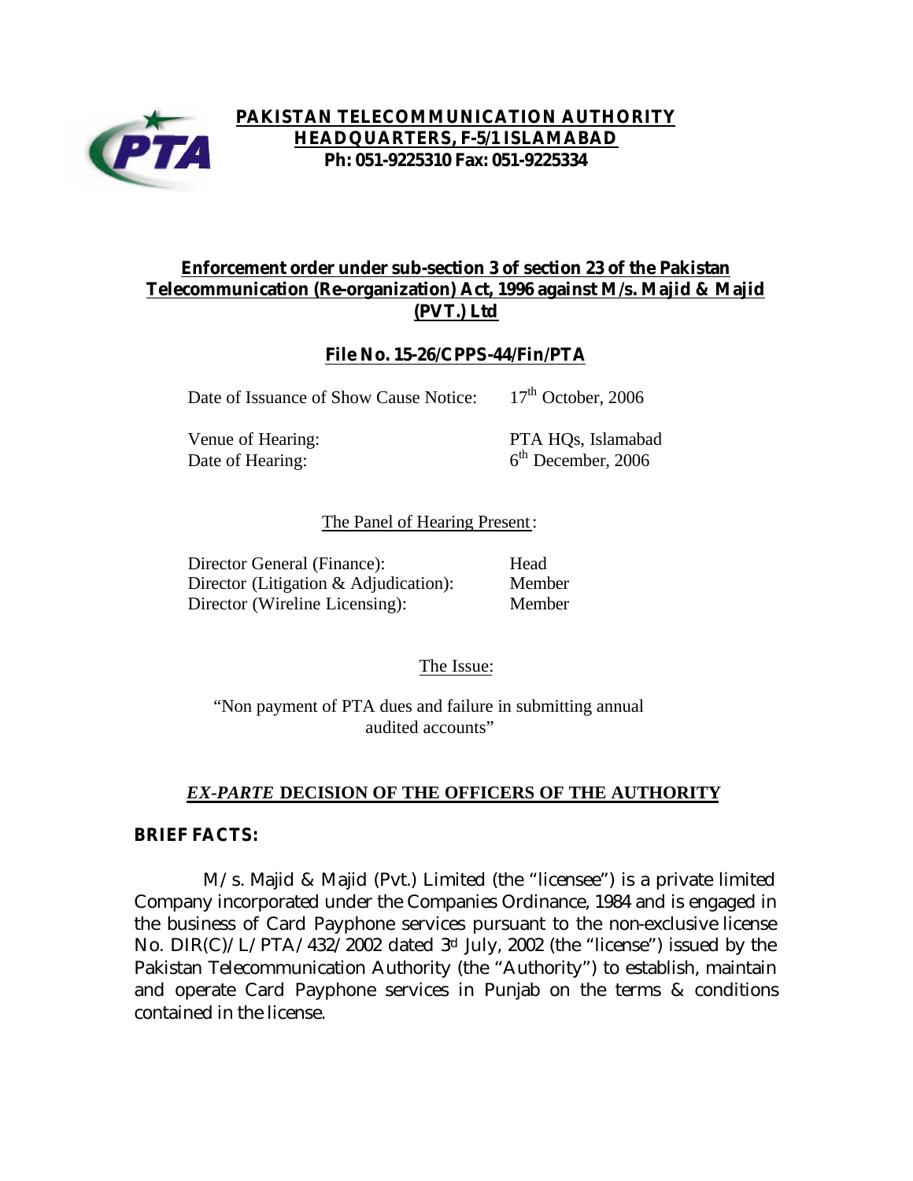# PAKISTAN TELECOMMUNICATION AUTHORITY
## HEADQUARTERS, F-5/1 ISLAMABAD
**Ph: 051-9225310 Fax: 051-9225334**

## Enforcement order under sub-section 3 of section 23 of the Pakistan Telecommunication (Re-organization) Act, 1996 against M/s. Majid & Majid (PVT.) Ltd

### File No. 15-26/CPPS-44/Fin/PTA

| | |
|---|---|
| Date of Issuance of Show Cause Notice: | 17th October, 2006 |
| Venue of Hearing: | PTA HQs, Islamabad |
| Date of Hearing: | 6th December, 2006 |

The Panel of Hearing Present:

| | |
|---|---|
| Director General (Finance): | Head |
| Director (Litigation & Adjudication): | Member |
| Director (Wireline Licensing): | Member |

The Issue:

"Non payment of PTA dues and failure in submitting annual audited accounts"

## *EX-PARTE* DECISION OF THE OFFICERS OF THE AUTHORITY

**BRIEF FACTS:**

M/s. Majid & Majid (Pvt.) Limited (the "licensee") is a private limited Company incorporated under the Companies Ordinance, 1984 and is engaged in the business of Card Payphone services pursuant to the non-exclusive license No. DIR(C)/L/PTA/432/2002 dated 3rd July, 2002 (the "license") issued by the Pakistan Telecommunication Authority (the "Authority") to establish, maintain and operate Card Payphone services in Punjab on the terms & conditions contained in the license.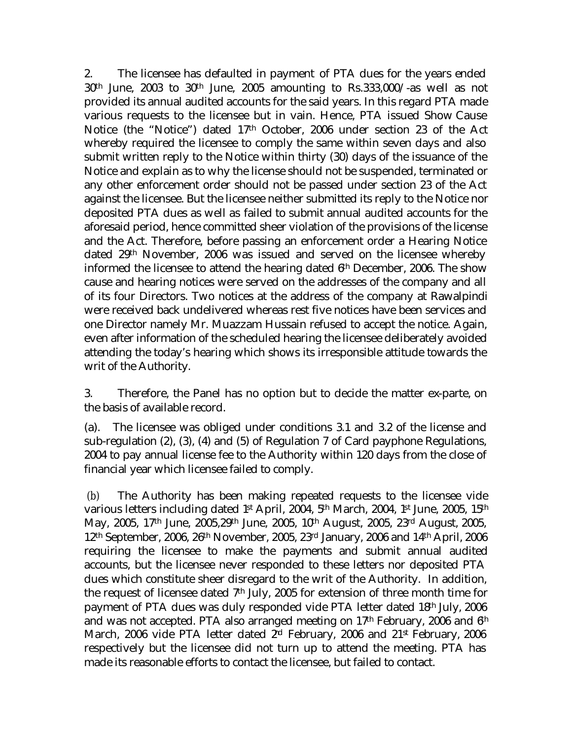2. The licensee has defaulted in payment of PTA dues for the years ended 30th June, 2003 to 30th June, 2005 amounting to Rs.333,000/-as well as not provided its annual audited accounts for the said years. In this regard PTA made various requests to the licensee but in vain. Hence, PTA issued Show Cause Notice (the "Notice") dated 17th October, 2006 under section 23 of the Act whereby required the licensee to comply the same within seven days and also submit written reply to the Notice within thirty (30) days of the issuance of the Notice and explain as to why the license should not be suspended, terminated or any other enforcement order should not be passed under section 23 of the Act against the licensee. But the licensee neither submitted its reply to the Notice nor deposited PTA dues as well as failed to submit annual audited accounts for the aforesaid period, hence committed sheer violation of the provisions of the license and the Act. Therefore, before passing an enforcement order a Hearing Notice dated 29th November, 2006 was issued and served on the licensee whereby informed the licensee to attend the hearing dated 6th December, 2006. The show cause and hearing notices were served on the addresses of the company and all of its four Directors. Two notices at the address of the company at Rawalpindi were received back undelivered whereas rest five notices have been services and one Director namely Mr. Muazzam Hussain refused to accept the notice. Again, even after information of the scheduled hearing the licensee deliberately avoided attending the today's hearing which shows its irresponsible attitude towards the writ of the Authority.

3. Therefore, the Panel has no option but to decide the matter ex-parte, on the basis of available record.

(a). The licensee was obliged under conditions 3.1 and 3.2 of the license and sub-regulation (2), (3), (4) and (5) of Regulation 7 of Card payphone Regulations, 2004 to pay annual license fee to the Authority within 120 days from the close of financial year which licensee failed to comply.

(b) The Authority has been making repeated requests to the licensee vide various letters including dated 1st April, 2004, 5th March, 2004, 1st June, 2005, 15th May, 2005, 17th June, 2005,29th June, 2005, 10th August, 2005, 23rd August, 2005, 12th September, 2006, 26th November, 2005, 23rd January, 2006 and 14th April, 2006 requiring the licensee to make the payments and submit annual audited accounts, but the licensee never responded to these letters nor deposited PTA dues which constitute sheer disregard to the writ of the Authority. In addition, the request of licensee dated 7th July, 2005 for extension of three month time for payment of PTA dues was duly responded vide PTA letter dated 18th July, 2006 and was not accepted. PTA also arranged meeting on 17th February, 2006 and 6th March, 2006 vide PTA letter dated 2nd February, 2006 and 21st February, 2006 respectively but the licensee did not turn up to attend the meeting. PTA has made its reasonable efforts to contact the licensee, but failed to contact.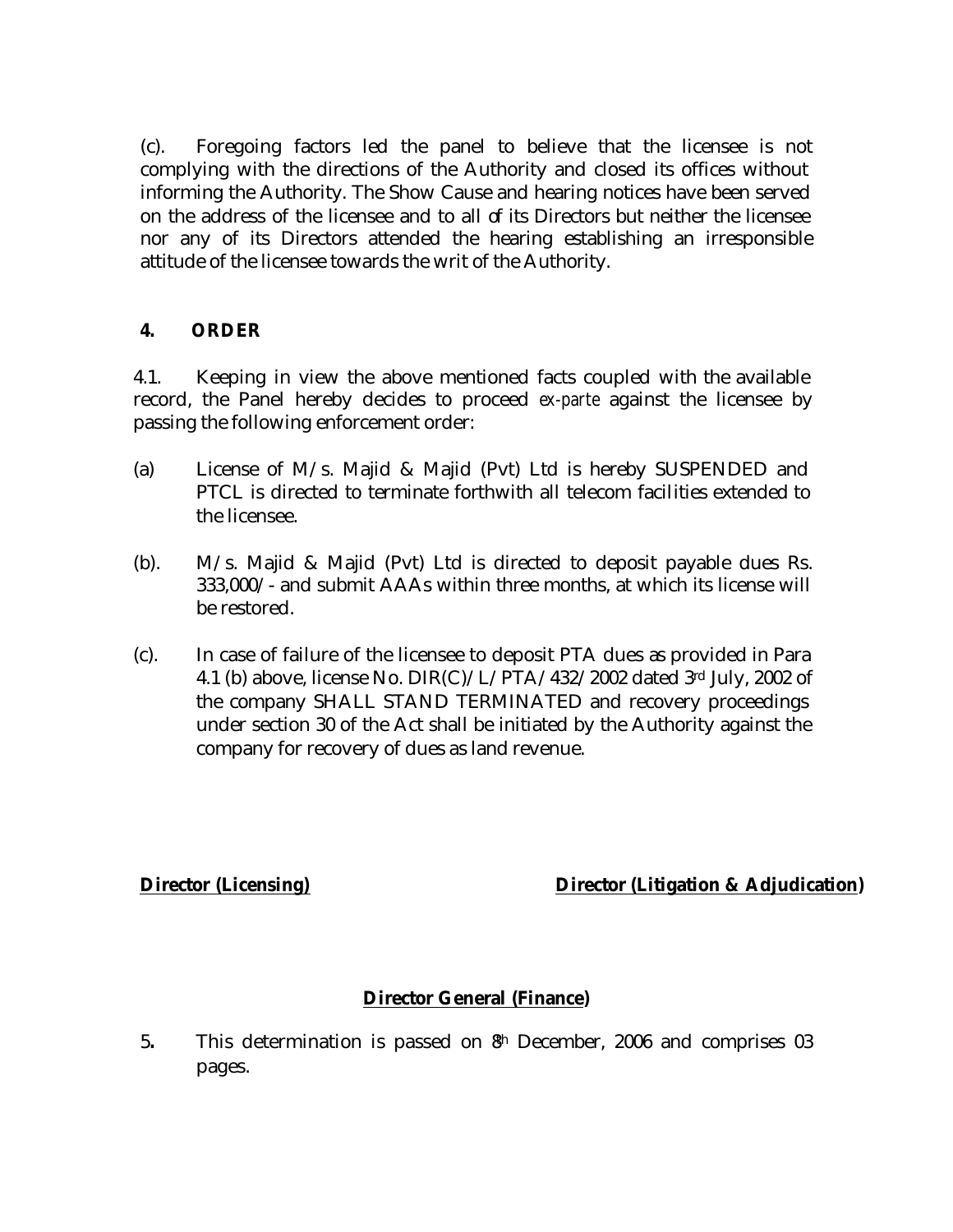(c). Foregoing factors led the panel to believe that the licensee is not complying with the directions of the Authority and closed its offices without informing the Authority. The Show Cause and hearing notices have been served on the address of the licensee and to all of its Directors but neither the licensee nor any of its Directors attended the hearing establishing an irresponsible attitude of the licensee towards the writ of the Authority.

## 4. ORDER

4.1. Keeping in view the above mentioned facts coupled with the available record, the Panel hereby decides to proceed *ex-parte* against the licensee by passing the following enforcement order:

(a) License of M/s. Majid & Majid (Pvt) Ltd is hereby SUSPENDED and PTCL is directed to terminate forthwith all telecom facilities extended to the licensee.

(b). M/s. Majid & Majid (Pvt) Ltd is directed to deposit payable dues Rs. 333,000/- and submit AAAs within three months, at which its license will be restored.

(c). In case of failure of the licensee to deposit PTA dues as provided in Para 4.1 (b) above, license No. DIR(C)/L/PTA/432/2002 dated 3rd July, 2002 of the company SHALL STAND TERMINATED and recovery proceedings under section 30 of the Act shall be initiated by the Authority against the company for recovery of dues as land revenue.

**Director (Licensing)** **Director (Litigation & Adjudication)**

**Director General (Finance)**

5. This determination is passed on 8th December, 2006 and comprises 03 pages.